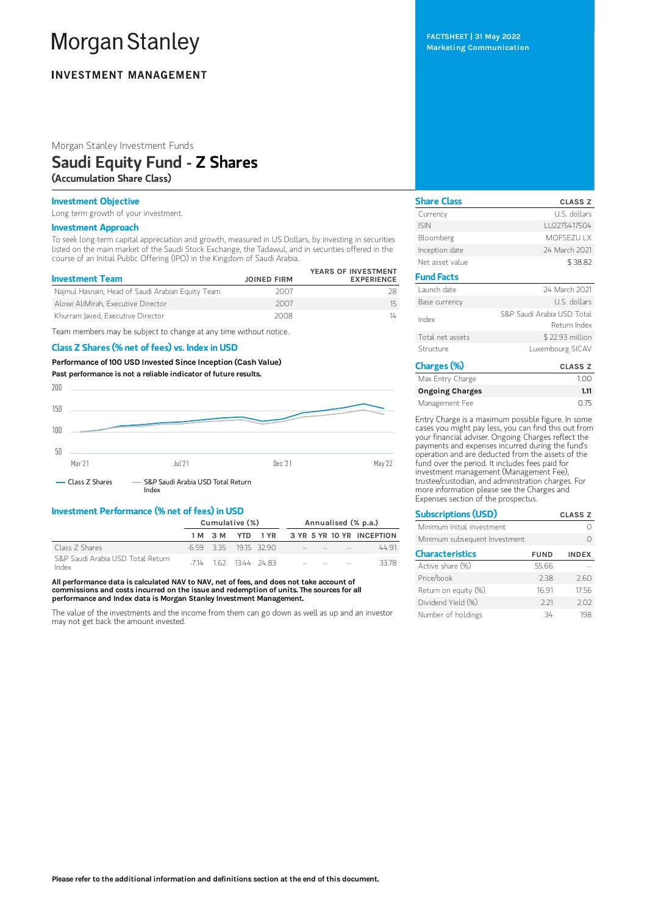# Morgan Stanley

## INVESTMENT MANAGEMENT

FACTSHEET | 31 May 2022
Marketing Communication

Morgan Stanley Investment Funds

# Saudi Equity Fund - Z Shares

**(Accumulation Share Class)**

### Investment Objective

Long term growth of your investment.

### Investment Approach

To seek long-term capital appreciation and growth, measured in US Dollars, by investing in securities listed on the main market of the Saudi Stock Exchange, the Tadawul, and in securities offered in the course of an Initial Public Offering (IPO) in the Kingdom of Saudi Arabia.

| Investment Team | JOINED FIRM | YEARS OF INVESTMENT EXPERIENCE |
|---|---|---|
| Najmul Hasnain, Head of Saudi Arabian Equity Team | 2007 | 28 |
| Alowi AliMirah, Executive Director | 2007 | 15 |
| Khurram Javed, Executive Director | 2008 | 14 |

Team members may be subject to change at any time without notice.

### Class Z Shares (% net of fees) vs. Index in USD

**Performance of 100 USD Invested Since Inception (Cash Value)**

**Past performance is not a reliable indicator of future results.**

— Class Z Shares — S&P Saudi Arabia USD Total Return Index

### Investment Performance (% net of fees) in USD

| | Cumulative (%) | | | | Annualised (% p.a.) | | | |
|---|---|---|---|---|---|---|---|---|
| | 1 M | 3 M | YTD | 1 YR | 3 YR | 5 YR | 10 YR | INCEPTION |
| Class Z Shares | -6.59 | 3.35 | 19.15 | 32.90 | -- | -- | -- | 44.91 |
| S&P Saudi Arabia USD Total Return Index | -7.14 | 1.62 | 13.44 | 24.83 | -- | -- | -- | 33.78 |

**All performance data is calculated NAV to NAV, net of fees, and does not take account of commissions and costs incurred on the issue and redemption of units. The sources for all performance and Index data is Morgan Stanley Investment Management.**

The value of the investments and the income from them can go down as well as up and an investor may not get back the amount invested.

### Share Class

| | CLASS Z |
|---|---|
| Currency | U.S. dollars |
| ISIN | LU2275417504 |
| Bloomberg | MOFSEZU LX |
| Inception date | 24 March 2021 |
| Net asset value | $ 38.82 |

### Fund Facts

| | |
|---|---|
| Launch date | 24 March 2021 |
| Base currency | U.S. dollars |
| Index | S&P Saudi Arabia USD Total Return Index |
| Total net assets | $ 22.93 million |
| Structure | Luxembourg SICAV |

### Charges (%)

| | CLASS Z |
|---|---|
| Max Entry Charge | 1.00 |
| **Ongoing Charges** | **1.11** |
| Management Fee | 0.75 |

Entry Charge is a maximum possible figure. In some cases you might pay less, you can find this out from your financial adviser. Ongoing Charges reflect the payments and expenses incurred during the fund's operation and are deducted from the assets of the fund over the period. It includes fees paid for investment management (Management Fee), trustee/custodian, and administration charges. For more information please see the Charges and Expenses section of the prospectus.

### Subscriptions (USD)

| | CLASS Z |
|---|---|
| Minimum initial investment | 0 |
| Minimum subsequent Investment | 0 |

### Characteristics

| | FUND | INDEX |
|---|---|---|
| Active share (%) | 55.66 | -- |
| Price/book | 2.38 | 2.60 |
| Return on equity (%) | 16.91 | 17.56 |
| Dividend Yield (%) | 2.21 | 2.02 |
| Number of holdings | 34 | 198 |

**Please refer to the additional information and definitions section at the end of this document.**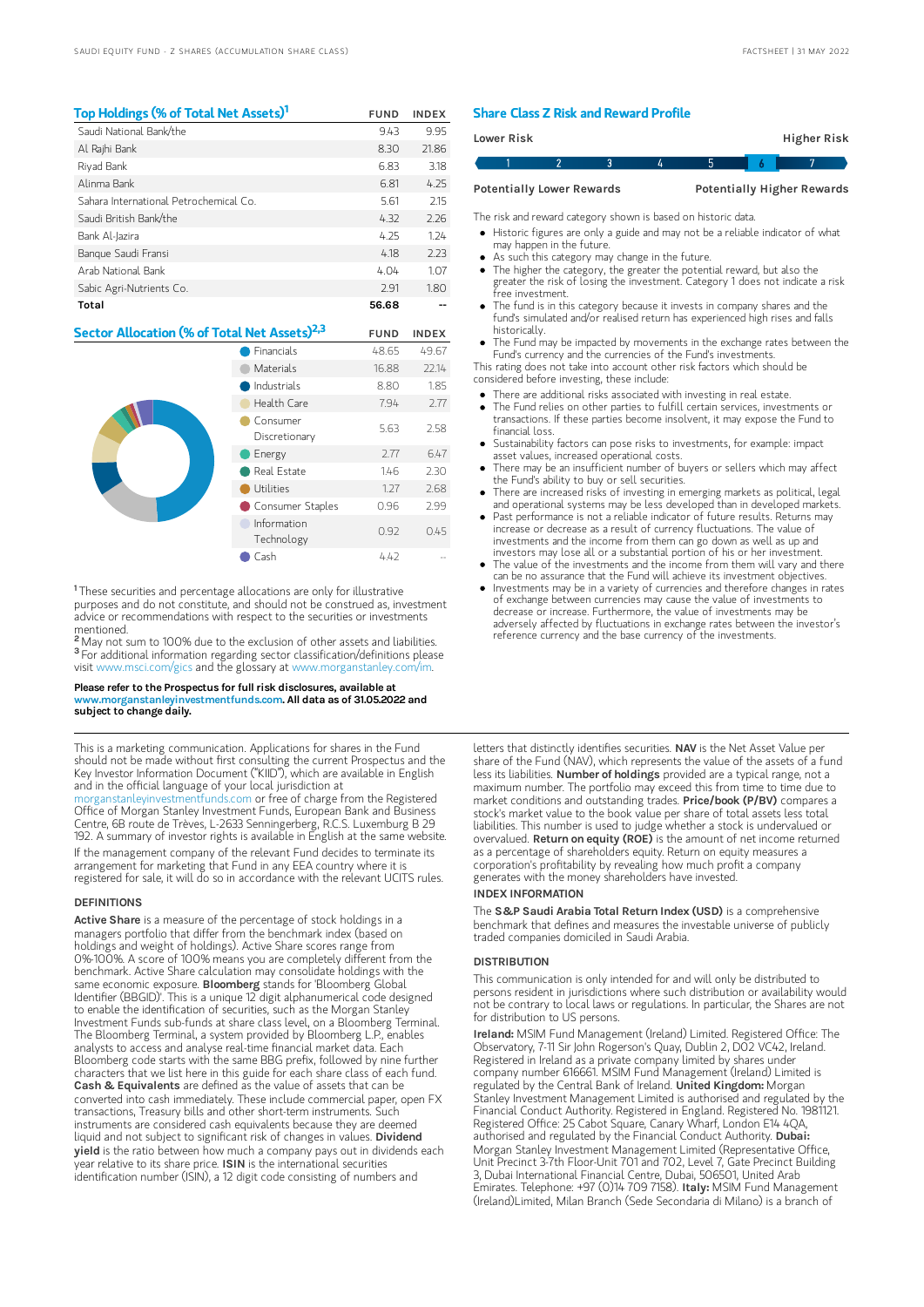## Top Holdings (% of Total Net Assets)[1]

| | FUND | INDEX |
|---|---|---|
| Saudi National Bank/the | 9.43 | 9.95 |
| Al Rajhi Bank | 8.30 | 21.86 |
| Riyad Bank | 6.83 | 3.18 |
| Alinma Bank | 6.81 | 4.25 |
| Sahara International Petrochemical Co. | 5.61 | 2.15 |
| Saudi British Bank/the | 4.32 | 2.26 |
| Bank Al-Jazira | 4.25 | 1.24 |
| Banque Saudi Fransi | 4.18 | 2.23 |
| Arab National Bank | 4.04 | 1.07 |
| Sabic Agri-Nutrients Co. | 2.91 | 1.80 |
| **Total** | **56.68** | -- |

## Sector Allocation (% of Total Net Assets)[2,3]

| | FUND | INDEX |
|---|---|---|
| Financials | 48.65 | 49.67 |
| Materials | 16.88 | 22.14 |
| Industrials | 8.80 | 1.85 |
| Health Care | 7.94 | 2.77 |
| Consumer Discretionary | 5.63 | 2.58 |
| Energy | 2.77 | 6.47 |
| Real Estate | 1.46 | 2.30 |
| Utilities | 1.27 | 2.68 |
| Consumer Staples | 0.96 | 2.99 |
| Information Technology | 0.92 | 0.45 |
| Cash | 4.42 | -- |

[1] These securities and percentage allocations are only for illustrative purposes and do not constitute, and should not be construed as, investment advice or recommendations with respect to the securities or investments mentioned.
[2] May not sum to 100% due to the exclusion of other assets and liabilities.
[3] For additional information regarding sector classification/definitions please visit www.msci.com/gics and the glossary at www.morganstanley.com/im.

**Please refer to the Prospectus for full risk disclosures, available at www.morganstanleyinvestmentfunds.com. All data as of 31.05.2022 and subject to change daily.**

## Share Class Z Risk and Reward Profile

| Lower Risk | | | | | | Higher Risk |
|---|---|---|---|---|---|---|
| 1 | 2 | 3 | 4 | 5 | **6** | 7 |
| Potentially Lower Rewards | | | | | | Potentially Higher Rewards |

The risk and reward category shown is based on historic data.

- Historic figures are only a guide and may not be a reliable indicator of what may happen in the future.
- As such this category may change in the future.
- The higher the category, the greater the potential reward, but also the greater the risk of losing the investment. Category 1 does not indicate a risk free investment.
- The fund is in this category because it invests in company shares and the fund's simulated and/or realised return has experienced high rises and falls historically.
- The Fund may be impacted by movements in the exchange rates between the Fund's currency and the currencies of the Fund's investments.

This rating does not take into account other risk factors which should be considered before investing, these include:

- There are additional risks associated with investing in real estate.
- The Fund relies on other parties to fulfill certain services, investments or transactions. If these parties become insolvent, it may expose the Fund to financial loss.
- Sustainability factors can pose risks to investments, for example: impact asset values, increased operational costs.
- There may be an insufficient number of buyers or sellers which may affect the Fund's ability to buy or sell securities.
- There are increased risks of investing in emerging markets as political, legal and operational systems may be less developed than in developed markets.
- Past performance is not a reliable indicator of future results. Returns may increase or decrease as a result of currency fluctuations. The value of investments and the income from them can go down as well as up and investors may lose all or a substantial portion of his or her investment.
- The value of the investments and the income from them will vary and there can be no assurance that the Fund will achieve its investment objectives.
- Investments may be in a variety of currencies and therefore changes in rates of exchange between currencies may cause the value of investments to decrease or increase. Furthermore, the value of investments may be adversely affected by fluctuations in exchange rates between the investor's reference currency and the base currency of the investments.

This is a marketing communication. Applications for shares in the Fund should not be made without first consulting the current Prospectus and the Key Investor Information Document ("KIID"), which are available in English and in the official language of your local jurisdiction at morganstanleyinvestmentfunds.com or free of charge from the Registered Office of Morgan Stanley Investment Funds, European Bank and Business Centre, 6B route de Trèves, L-2633 Senningerberg, R.C.S. Luxemburg B 29 192. A summary of investor rights is available in English at the same website.

If the management company of the relevant Fund decides to terminate its arrangement for marketing that Fund in any EEA country where it is registered for sale, it will do so in accordance with the relevant UCITS rules.

### DEFINITIONS

**Active Share** is a measure of the percentage of stock holdings in a managers portfolio that differ from the benchmark index (based on holdings and weight of holdings). Active Share scores range from 0%-100%. A score of 100% means you are completely different from the benchmark. Active Share calculation may consolidate holdings with the same economic exposure. **Bloomberg** stands for 'Bloomberg Global Identifier (BBGID)'. This is a unique 12 digit alphanumerical code designed to enable the identification of securities, such as the Morgan Stanley Investment Funds sub-funds at share class level, on a Bloomberg Terminal. The Bloomberg Terminal, a system provided by Bloomberg L.P., enables analysts to access and analyse real-time financial market data. Each Bloomberg code starts with the same BBG prefix, followed by nine further characters that we list here in this guide for each share class of each fund. **Cash & Equivalents** are defined as the value of assets that can be converted into cash immediately. These include commercial paper, open FX transactions, Treasury bills and other short-term instruments. Such instruments are considered cash equivalents because they are deemed liquid and not subject to significant risk of changes in values. **Dividend yield** is the ratio between how much a company pays out in dividends each year relative to its share price. **ISIN** is the international securities identification number (ISIN), a 12 digit code consisting of numbers and letters that distinctly identifies securities. **NAV** is the Net Asset Value per share of the Fund (NAV), which represents the value of the assets of a fund less its liabilities. **Number of holdings** provided are a typical range, not a maximum number. The portfolio may exceed this from time to time due to market conditions and outstanding trades. **Price/book (P/BV)** compares a stock's market value to the book value per share of total assets less total liabilities. This number is used to judge whether a stock is undervalued or overvalued. **Return on equity (ROE)** is the amount of net income returned as a percentage of shareholders equity. Return on equity measures a corporation's profitability by revealing how much profit a company generates with the money shareholders have invested.

### INDEX INFORMATION

The **S&P Saudi Arabia Total Return Index (USD)** is a comprehensive benchmark that defines and measures the investable universe of publicly traded companies domiciled in Saudi Arabia.

### DISTRIBUTION

This communication is only intended for and will only be distributed to persons resident in jurisdictions where such distribution or availability would not be contrary to local laws or regulations. In particular, the Shares are not for distribution to US persons.

**Ireland:** MSIM Fund Management (Ireland) Limited. Registered Office: The Observatory, 7-11 Sir John Rogerson's Quay, Dublin 2, D02 VC42, Ireland. Registered in Ireland as a private company limited by shares under company number 616661. MSIM Fund Management (Ireland) Limited is regulated by the Central Bank of Ireland. **United Kingdom:** Morgan Stanley Investment Management Limited is authorised and regulated by the Financial Conduct Authority. Registered in England. Registered No. 1981121. Registered Office: 25 Cabot Square, Canary Wharf, London E14 4QA, authorised and regulated by the Financial Conduct Authority. **Dubai:** Morgan Stanley Investment Management Limited (Representative Office, Unit Precinct 3-7th Floor-Unit 701 and 702, Level 7, Gate Precinct Building 3, Dubai International Financial Centre, Dubai, 506501, United Arab Emirates. Telephone: +97 (0)14 709 7158). **Italy:** MSIM Fund Management (Ireland)Limited, Milan Branch (Sede Secondaria di Milano) is a branch of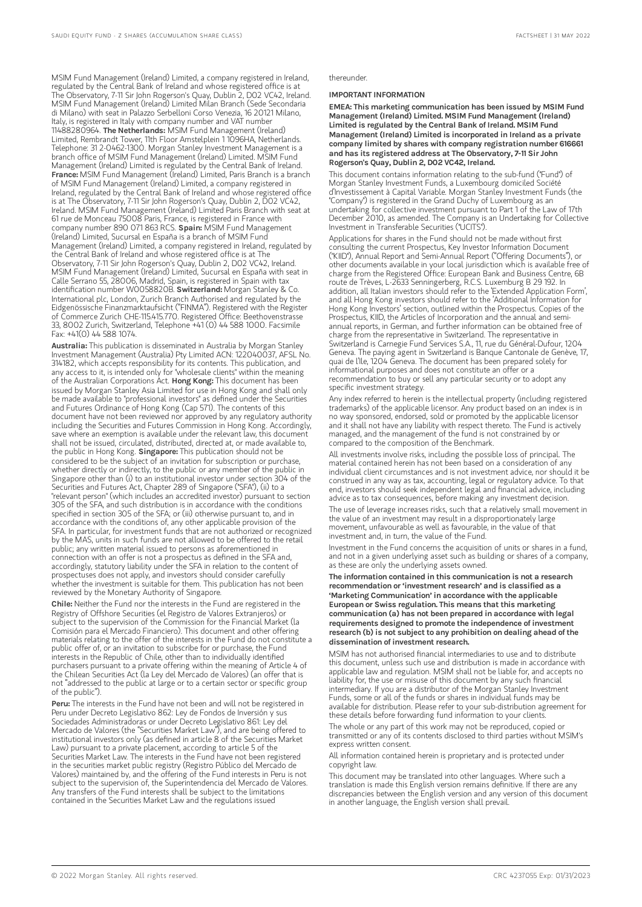MSIM Fund Management (Ireland) Limited, a company registered in Ireland, regulated by the Central Bank of Ireland and whose registered office is at The Observatory, 7-11 Sir John Rogerson's Quay, Dublin 2, D02 VC42, Ireland. MSIM Fund Management (Ireland) Limited Milan Branch (Sede Secondaria di Milano) with seat in Palazzo Serbelloni Corso Venezia, 16 20121 Milano, Italy, is registered in Italy with company number and VAT number 11488280964. **The Netherlands:** MSIM Fund Management (Ireland) Limited, Rembrandt Tower, 11th Floor Amstelplein 1 1096HA, Netherlands. Telephone: 31 2-0462-1300. Morgan Stanley Investment Management is a branch office of MSIM Fund Management (Ireland) Limited. MSIM Fund Management (Ireland) Limited is regulated by the Central Bank of Ireland. **France:** MSIM Fund Management (Ireland) Limited, Paris Branch is a branch of MSIM Fund Management (Ireland) Limited, a company registered in Ireland, regulated by the Central Bank of Ireland and whose registered office is at The Observatory, 7-11 Sir John Rogerson's Quay, Dublin 2, D02 VC42, Ireland. MSIM Fund Management (Ireland) Limited Paris Branch with seat at 61 rue de Monceau 75008 Paris, France, is registered in France with company number 890 071 863 RCS. **Spain:** MSIM Fund Management (Ireland) Limited, Sucursal en España is a branch of MSIM Fund Management (Ireland) Limited, a company registered in Ireland, regulated by the Central Bank of Ireland and whose registered office is at The Observatory, 7-11 Sir John Rogerson's Quay, Dublin 2, D02 VC42, Ireland. MSIM Fund Management (Ireland) Limited, Sucursal en España with seat in Calle Serrano 55, 28006, Madrid, Spain, is registered in Spain with tax identification number W0058820B. **Switzerland:** Morgan Stanley & Co. International plc, London, Zurich Branch Authorised and regulated by the Eidgenössische Finanzmarktaufsicht ("FINMA"). Registered with the Register of Commerce Zurich CHE-115.415.770. Registered Office: Beethovenstrasse 33, 8002 Zurich, Switzerland, Telephone +41 (0) 44 588 1000. Facsimile Fax: +41(0) 44 588 1074.

**Australia:** This publication is disseminated in Australia by Morgan Stanley Investment Management (Australia) Pty Limited ACN: 122040037, AFSL No. 314182, which accepts responsibility for its contents. This publication, and any access to it, is intended only for "wholesale clients" within the meaning of the Australian Corporations Act. **Hong Kong:** This document has been issued by Morgan Stanley Asia Limited for use in Hong Kong and shall only be made available to "professional investors" as defined under the Securities and Futures Ordinance of Hong Kong (Cap 571). The contents of this document have not been reviewed nor approved by any regulatory authority including the Securities and Futures Commission in Hong Kong. Accordingly, save where an exemption is available under the relevant law, this document shall not be issued, circulated, distributed, directed at, or made available to, the public in Hong Kong. **Singapore:** This publication should not be considered to be the subject of an invitation for subscription or purchase, whether directly or indirectly, to the public or any member of the public in Singapore other than (i) to an institutional investor under section 304 of the Securities and Futures Act, Chapter 289 of Singapore ("SFA"), (ii) to a "relevant person" (which includes an accredited investor) pursuant to section 305 of the SFA, and such distribution is in accordance with the conditions specified in section 305 of the SFA; or (iii) otherwise pursuant to, and in accordance with the conditions of, any other applicable provision of the SFA. In particular, for investment funds that are not authorized or recognized by the MAS, units in such funds are not allowed to be offered to the retail public; any written material issued to persons as aforementioned in connection with an offer is not a prospectus as defined in the SFA and, accordingly, statutory liability under the SFA in relation to the content of prospectuses does not apply, and investors should consider carefully whether the investment is suitable for them. This publication has not been reviewed by the Monetary Authority of Singapore.

**Chile:** Neither the Fund nor the interests in the Fund are registered in the Registry of Offshore Securities (el Registro de Valores Extranjeros) or subject to the supervision of the Commission for the Financial Market (la Comisión para el Mercado Financiero). This document and other offering materials relating to the offer of the interests in the Fund do not constitute a public offer of, or an invitation to subscribe for or purchase, the Fund interests in the Republic of Chile, other than to individually identified purchasers pursuant to a private offering within the meaning of Article 4 of the Chilean Securities Act (la Ley del Mercado de Valores) (an offer that is not "addressed to the public at large or to a certain sector or specific group of the public").

**Peru:** The interests in the Fund have not been and will not be registered in Peru under Decreto Legislativo 862: Ley de Fondos de Inversión y sus Sociedades Administradoras or under Decreto Legislativo 861: Ley del Mercado de Valores (the "Securities Market Law"), and are being offered to institutional investors only (as defined in article 8 of the Securities Market Law) pursuant to a private placement, according to article 5 of the Securities Market Law. The interests in the Fund have not been registered in the securities market public registry (Registro Público del Mercado de Valores) maintained by, and the offering of the Fund interests in Peru is not subject to the supervision of, the Superintendencia del Mercado de Valores. Any transfers of the Fund interests shall be subject to the limitations contained in the Securities Market Law and the regulations issued thereunder.

## IMPORTANT INFORMATION

**EMEA: This marketing communication has been issued by MSIM Fund Management (Ireland) Limited. MSIM Fund Management (Ireland) Limited is regulated by the Central Bank of Ireland. MSIM Fund Management (Ireland) Limited is incorporated in Ireland as a private company limited by shares with company registration number 616661 and has its registered address at The Observatory, 7-11 Sir John Rogerson's Quay, Dublin 2, D02 VC42, Ireland.**

This document contains information relating to the sub-fund ("Fund") of Morgan Stanley Investment Funds, a Luxembourg domiciled Société d'Investissement à Capital Variable. Morgan Stanley Investment Funds (the "Company") is registered in the Grand Duchy of Luxembourg as an undertaking for collective investment pursuant to Part 1 of the Law of 17th December 2010, as amended. The Company is an Undertaking for Collective Investment in Transferable Securities ("UCITS").

Applications for shares in the Fund should not be made without first consulting the current Prospectus, Key Investor Information Document ("KIID"), Annual Report and Semi-Annual Report ("Offering Documents"), or other documents available in your local jurisdiction which is available free of charge from the Registered Office: European Bank and Business Centre, 6B route de Trèves, L-2633 Senningerberg, R.C.S. Luxemburg B 29 192. In addition, all Italian investors should refer to the 'Extended Application Form', and all Hong Kong investors should refer to the 'Additional Information for Hong Kong Investors' section, outlined within the Prospectus. Copies of the Prospectus, KIID, the Articles of Incorporation and the annual and semi-annual reports, in German, and further information can be obtained free of charge from the representative in Switzerland. The representative in Switzerland is Carnegie Fund Services S.A., 11, rue du Général-Dufour, 1204 Geneva. The paying agent in Switzerland is Banque Cantonale de Genève, 17, quai de l'Ile, 1204 Geneva. The document has been prepared solely for informational purposes and does not constitute an offer or a recommendation to buy or sell any particular security or to adopt any specific investment strategy.

Any index referred to herein is the intellectual property (including registered trademarks) of the applicable licensor. Any product based on an index is in no way sponsored, endorsed, sold or promoted by the applicable licensor and it shall not have any liability with respect thereto. The Fund is actively managed, and the management of the fund is not constrained by or compared to the composition of the Benchmark.

All investments involve risks, including the possible loss of principal. The material contained herein has not been based on a consideration of any individual client circumstances and is not investment advice, nor should it be construed in any way as tax, accounting, legal or regulatory advice. To that end, investors should seek independent legal and financial advice, including advice as to tax consequences, before making any investment decision.

The use of leverage increases risks, such that a relatively small movement in the value of an investment may result in a disproportionately large movement, unfavourable as well as favourable, in the value of that investment and, in turn, the value of the Fund.

Investment in the Fund concerns the acquisition of units or shares in a fund, and not in a given underlying asset such as building or shares of a company, as these are only the underlying assets owned.

**The information contained in this communication is not a research recommendation or 'investment research' and is classified as a 'Marketing Communication' in accordance with the applicable European or Swiss regulation. This means that this marketing communication (a) has not been prepared in accordance with legal requirements designed to promote the independence of investment research (b) is not subject to any prohibition on dealing ahead of the dissemination of investment research.**

MSIM has not authorised financial intermediaries to use and to distribute this document, unless such use and distribution is made in accordance with applicable law and regulation. MSIM shall not be liable for, and accepts no liability for, the use or misuse of this document by any such financial intermediary. If you are a distributor of the Morgan Stanley Investment Funds, some or all of the funds or shares in individual funds may be available for distribution. Please refer to your sub-distribution agreement for these details before forwarding fund information to your clients.

The whole or any part of this work may not be reproduced, copied or transmitted or any of its contents disclosed to third parties without MSIM's express written consent.

All information contained herein is proprietary and is protected under copyright law.

This document may be translated into other languages. Where such a translation is made this English version remains definitive. If there are any discrepancies between the English version and any version of this document in another language, the English version shall prevail.

© 2022 Morgan Stanley. All rights reserved.

CRC 4237055 Exp: 01/31/2023